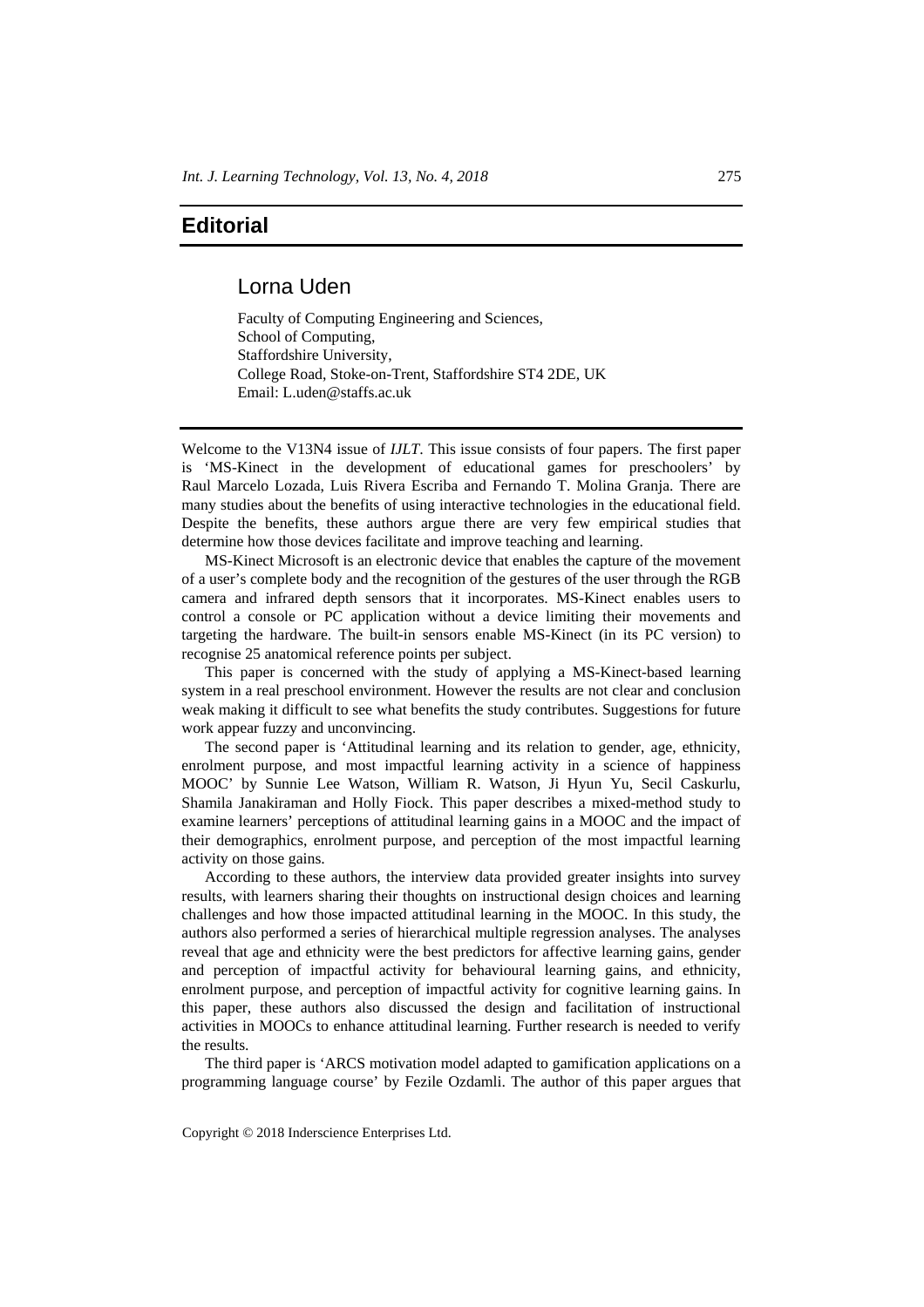# Editorial

## Lorna Uden

Faculty of Computing Engineering and Sciences,
School of Computing,
Staffordshire University,
College Road, Stoke-on-Trent, Staffordshire ST4 2DE, UK
Email: L.uden@staffs.ac.uk

Welcome to the V13N4 issue of *IJLT*. This issue consists of four papers. The first paper is 'MS-Kinect in the development of educational games for preschoolers' by Raul Marcelo Lozada, Luis Rivera Escriba and Fernando T. Molina Granja. There are many studies about the benefits of using interactive technologies in the educational field. Despite the benefits, these authors argue there are very few empirical studies that determine how those devices facilitate and improve teaching and learning.

MS-Kinect Microsoft is an electronic device that enables the capture of the movement of a user's complete body and the recognition of the gestures of the user through the RGB camera and infrared depth sensors that it incorporates. MS-Kinect enables users to control a console or PC application without a device limiting their movements and targeting the hardware. The built-in sensors enable MS-Kinect (in its PC version) to recognise 25 anatomical reference points per subject.

This paper is concerned with the study of applying a MS-Kinect-based learning system in a real preschool environment. However the results are not clear and conclusion weak making it difficult to see what benefits the study contributes. Suggestions for future work appear fuzzy and unconvincing.

The second paper is 'Attitudinal learning and its relation to gender, age, ethnicity, enrolment purpose, and most impactful learning activity in a science of happiness MOOC' by Sunnie Lee Watson, William R. Watson, Ji Hyun Yu, Secil Caskurlu, Shamila Janakiraman and Holly Fiock. This paper describes a mixed-method study to examine learners' perceptions of attitudinal learning gains in a MOOC and the impact of their demographics, enrolment purpose, and perception of the most impactful learning activity on those gains.

According to these authors, the interview data provided greater insights into survey results, with learners sharing their thoughts on instructional design choices and learning challenges and how those impacted attitudinal learning in the MOOC. In this study, the authors also performed a series of hierarchical multiple regression analyses. The analyses reveal that age and ethnicity were the best predictors for affective learning gains, gender and perception of impactful activity for behavioural learning gains, and ethnicity, enrolment purpose, and perception of impactful activity for cognitive learning gains. In this paper, these authors also discussed the design and facilitation of instructional activities in MOOCs to enhance attitudinal learning. Further research is needed to verify the results.

The third paper is 'ARCS motivation model adapted to gamification applications on a programming language course' by Fezile Ozdamli. The author of this paper argues that

Copyright © 2018 Inderscience Enterprises Ltd.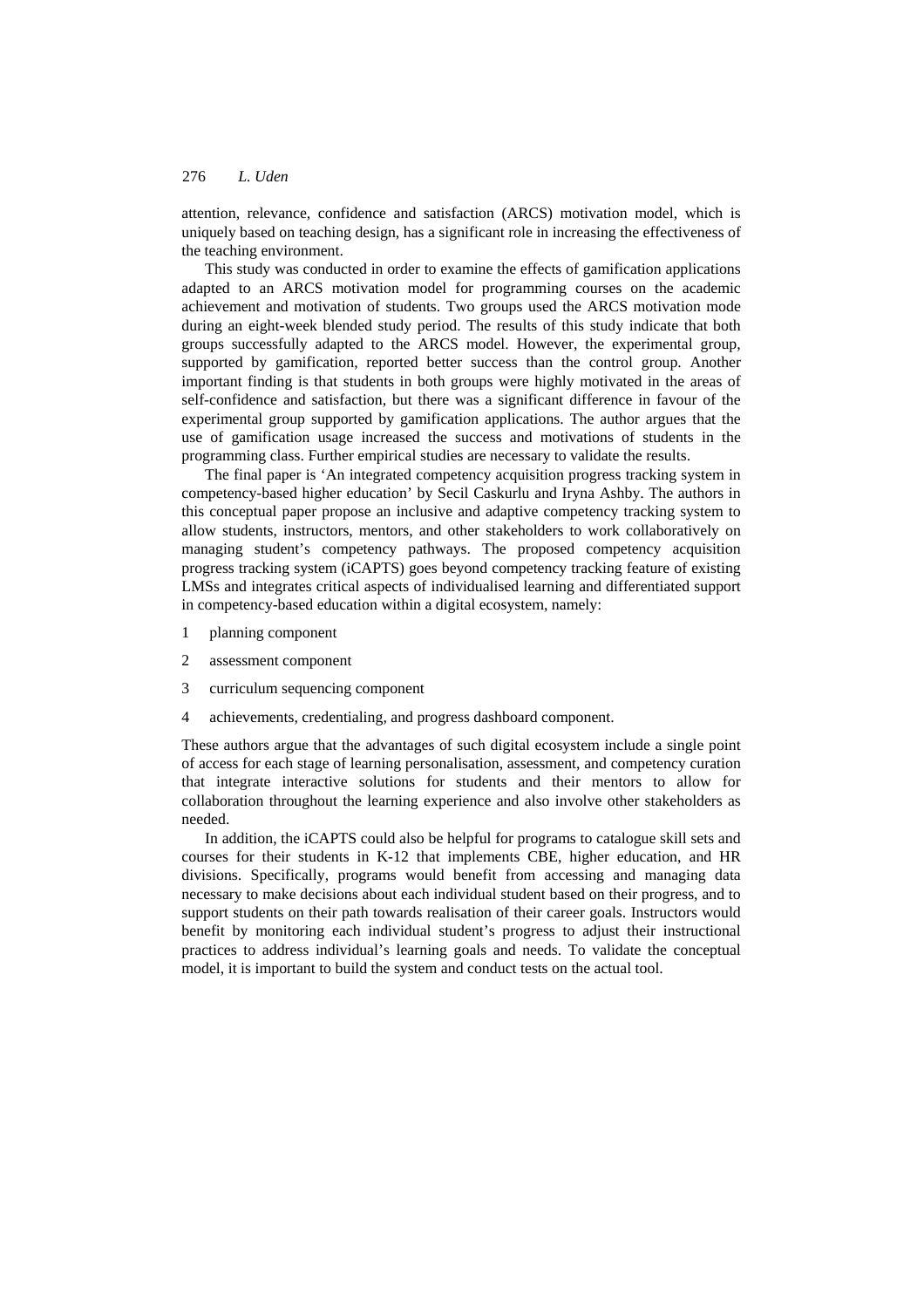attention, relevance, confidence and satisfaction (ARCS) motivation model, which is uniquely based on teaching design, has a significant role in increasing the effectiveness of the teaching environment.

This study was conducted in order to examine the effects of gamification applications adapted to an ARCS motivation model for programming courses on the academic achievement and motivation of students. Two groups used the ARCS motivation mode during an eight-week blended study period. The results of this study indicate that both groups successfully adapted to the ARCS model. However, the experimental group, supported by gamification, reported better success than the control group. Another important finding is that students in both groups were highly motivated in the areas of self-confidence and satisfaction, but there was a significant difference in favour of the experimental group supported by gamification applications. The author argues that the use of gamification usage increased the success and motivations of students in the programming class. Further empirical studies are necessary to validate the results.

The final paper is 'An integrated competency acquisition progress tracking system in competency-based higher education' by Secil Caskurlu and Iryna Ashby. The authors in this conceptual paper propose an inclusive and adaptive competency tracking system to allow students, instructors, mentors, and other stakeholders to work collaboratively on managing student's competency pathways. The proposed competency acquisition progress tracking system (iCAPTS) goes beyond competency tracking feature of existing LMSs and integrates critical aspects of individualised learning and differentiated support in competency-based education within a digital ecosystem, namely:

1. planning component
2. assessment component
3. curriculum sequencing component
4. achievements, credentialing, and progress dashboard component.

These authors argue that the advantages of such digital ecosystem include a single point of access for each stage of learning personalisation, assessment, and competency curation that integrate interactive solutions for students and their mentors to allow for collaboration throughout the learning experience and also involve other stakeholders as needed.

In addition, the iCAPTS could also be helpful for programs to catalogue skill sets and courses for their students in K-12 that implements CBE, higher education, and HR divisions. Specifically, programs would benefit from accessing and managing data necessary to make decisions about each individual student based on their progress, and to support students on their path towards realisation of their career goals. Instructors would benefit by monitoring each individual student's progress to adjust their instructional practices to address individual's learning goals and needs. To validate the conceptual model, it is important to build the system and conduct tests on the actual tool.